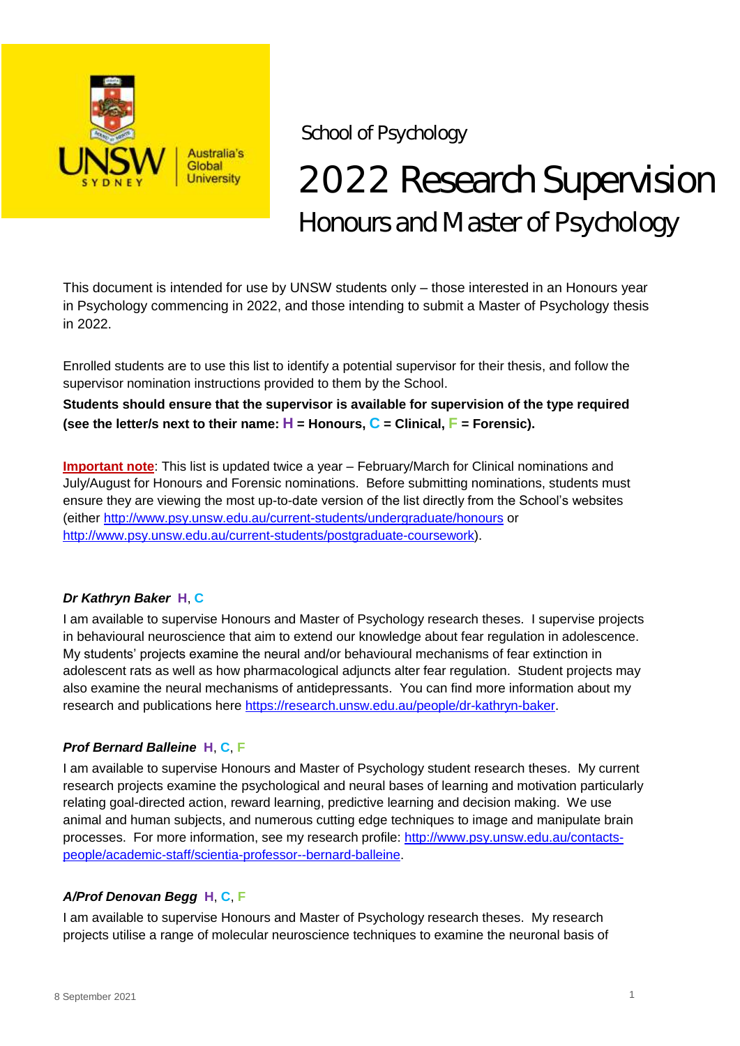School of Psychology

# 2022 Research Supervision

## Honours and Master of Psychology

This document is intended for use by UNSW students only – those interested in an Honours year in Psychology commencing in 2022, and those intending to submit a Master of Psychology thesis in 2022.

Enrolled students are to use this list to identify a potential supervisor for their thesis, and follow the supervisor nomination instructions provided to them by the School.

**Students should ensure that the supervisor is available for supervision of the type required (see the letter/s next to their name: H = Honours, C = Clinical, F = Forensic).**

**Important note**: This list is updated twice a year – February/March for Clinical nominations and July/August for Honours and Forensic nominations. Before submitting nominations, students must ensure they are viewing the most up-to-date version of the list directly from the School's websites (either http://www.psy.unsw.edu.au/current-students/undergraduate/honours or http://www.psy.unsw.edu.au/current-students/postgraduate-coursework).

***Dr Kathryn Baker*** **H, C**

I am available to supervise Honours and Master of Psychology research theses. I supervise projects in behavioural neuroscience that aim to extend our knowledge about fear regulation in adolescence. My students' projects examine the neural and/or behavioural mechanisms of fear extinction in adolescent rats as well as how pharmacological adjuncts alter fear regulation. Student projects may also examine the neural mechanisms of antidepressants. You can find more information about my research and publications here https://research.unsw.edu.au/people/dr-kathryn-baker.

***Prof Bernard Balleine*** **H, C, F**

I am available to supervise Honours and Master of Psychology student research theses. My current research projects examine the psychological and neural bases of learning and motivation particularly relating goal-directed action, reward learning, predictive learning and decision making. We use animal and human subjects, and numerous cutting edge techniques to image and manipulate brain processes. For more information, see my research profile: http://www.psy.unsw.edu.au/contacts-people/academic-staff/scientia-professor--bernard-balleine.

***A/Prof Denovan Begg*** **H, C, F**

I am available to supervise Honours and Master of Psychology research theses. My research projects utilise a range of molecular neuroscience techniques to examine the neuronal basis of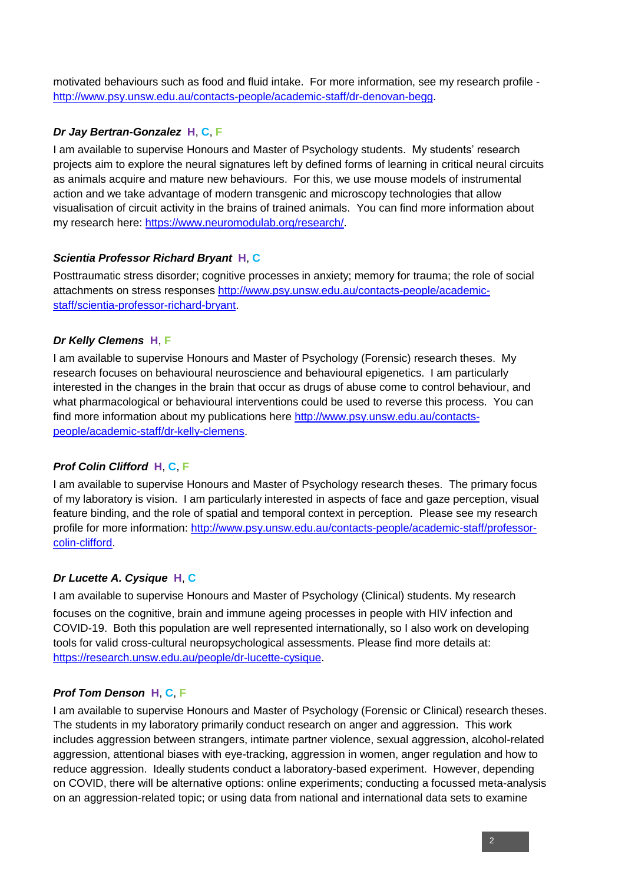motivated behaviours such as food and fluid intake. For more information, see my research profile - [http://www.psy.unsw.edu.au/contacts-people/academic-staff/dr-denovan-begg](http://www.psy.unsw.edu.au/contacts-people/academic-staff/dr-denovan-begg).

***Dr Jay Bertran-Gonzalez*** **H**, **C**, **F**

I am available to supervise Honours and Master of Psychology students. My students' research projects aim to explore the neural signatures left by defined forms of learning in critical neural circuits as animals acquire and mature new behaviours. For this, we use mouse models of instrumental action and we take advantage of modern transgenic and microscopy technologies that allow visualisation of circuit activity in the brains of trained animals. You can find more information about my research here: [https://www.neuromodulab.org/research/](https://www.neuromodulab.org/research/).

***Scientia Professor Richard Bryant*** **H**, **C**

Posttraumatic stress disorder; cognitive processes in anxiety; memory for trauma; the role of social attachments on stress responses [http://www.psy.unsw.edu.au/contacts-people/academic-staff/scientia-professor-richard-bryant](http://www.psy.unsw.edu.au/contacts-people/academic-staff/scientia-professor-richard-bryant).

***Dr Kelly Clemens*** **H**, **F**

I am available to supervise Honours and Master of Psychology (Forensic) research theses. My research focuses on behavioural neuroscience and behavioural epigenetics. I am particularly interested in the changes in the brain that occur as drugs of abuse come to control behaviour, and what pharmacological or behavioural interventions could be used to reverse this process. You can find more information about my publications here [http://www.psy.unsw.edu.au/contacts-people/academic-staff/dr-kelly-clemens](http://www.psy.unsw.edu.au/contacts-people/academic-staff/dr-kelly-clemens).

***Prof Colin Clifford*** **H**, **C**, **F**

I am available to supervise Honours and Master of Psychology research theses. The primary focus of my laboratory is vision. I am particularly interested in aspects of face and gaze perception, visual feature binding, and the role of spatial and temporal context in perception. Please see my research profile for more information: [http://www.psy.unsw.edu.au/contacts-people/academic-staff/professor-colin-clifford](http://www.psy.unsw.edu.au/contacts-people/academic-staff/professor-colin-clifford).

***Dr Lucette A. Cysique*** **H**, **C**

I am available to supervise Honours and Master of Psychology (Clinical) students. My research focuses on the cognitive, brain and immune ageing processes in people with HIV infection and COVID-19. Both this population are well represented internationally, so I also work on developing tools for valid cross-cultural neuropsychological assessments. Please find more details at: [https://research.unsw.edu.au/people/dr-lucette-cysique](https://research.unsw.edu.au/people/dr-lucette-cysique).

***Prof Tom Denson*** **H**, **C**, **F**

I am available to supervise Honours and Master of Psychology (Forensic or Clinical) research theses. The students in my laboratory primarily conduct research on anger and aggression. This work includes aggression between strangers, intimate partner violence, sexual aggression, alcohol-related aggression, attentional biases with eye-tracking, aggression in women, anger regulation and how to reduce aggression. Ideally students conduct a laboratory-based experiment. However, depending on COVID, there will be alternative options: online experiments; conducting a focussed meta-analysis on an aggression-related topic; or using data from national and international data sets to examine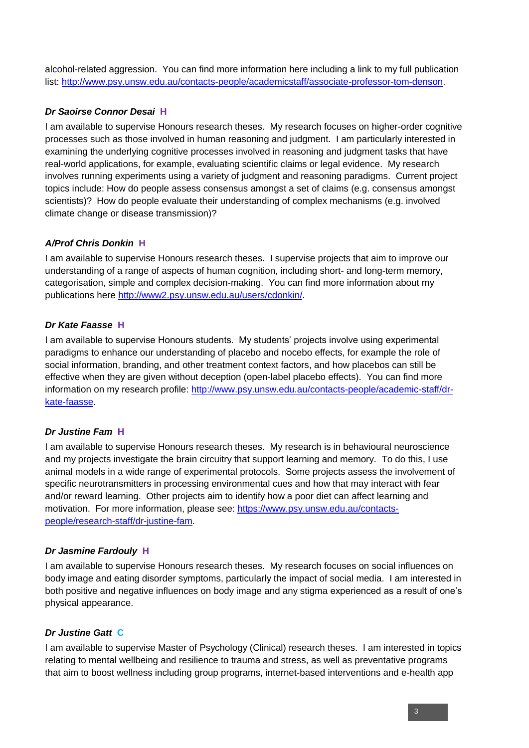alcohol-related aggression. You can find more information here including a link to my full publication list: http://www.psy.unsw.edu.au/contacts-people/academicstaff/associate-professor-tom-denson.

***Dr Saoirse Connor Desai*** **H**

I am available to supervise Honours research theses. My research focuses on higher-order cognitive processes such as those involved in human reasoning and judgment. I am particularly interested in examining the underlying cognitive processes involved in reasoning and judgment tasks that have real-world applications, for example, evaluating scientific claims or legal evidence. My research involves running experiments using a variety of judgment and reasoning paradigms. Current project topics include: How do people assess consensus amongst a set of claims (e.g. consensus amongst scientists)? How do people evaluate their understanding of complex mechanisms (e.g. involved climate change or disease transmission)?

***A/Prof Chris Donkin*** **H**

I am available to supervise Honours research theses. I supervise projects that aim to improve our understanding of a range of aspects of human cognition, including short- and long-term memory, categorisation, simple and complex decision-making. You can find more information about my publications here http://www2.psy.unsw.edu.au/users/cdonkin/.

***Dr Kate Faasse*** **H**

I am available to supervise Honours students. My students' projects involve using experimental paradigms to enhance our understanding of placebo and nocebo effects, for example the role of social information, branding, and other treatment context factors, and how placebos can still be effective when they are given without deception (open-label placebo effects). You can find more information on my research profile: http://www.psy.unsw.edu.au/contacts-people/academic-staff/dr-kate-faasse.

***Dr Justine Fam*** **H**

I am available to supervise Honours research theses. My research is in behavioural neuroscience and my projects investigate the brain circuitry that support learning and memory. To do this, I use animal models in a wide range of experimental protocols. Some projects assess the involvement of specific neurotransmitters in processing environmental cues and how that may interact with fear and/or reward learning. Other projects aim to identify how a poor diet can affect learning and motivation. For more information, please see: https://www.psy.unsw.edu.au/contacts-people/research-staff/dr-justine-fam.

***Dr Jasmine Fardouly*** **H**

I am available to supervise Honours research theses. My research focuses on social influences on body image and eating disorder symptoms, particularly the impact of social media. I am interested in both positive and negative influences on body image and any stigma experienced as a result of one's physical appearance.

***Dr Justine Gatt*** **C**

I am available to supervise Master of Psychology (Clinical) research theses. I am interested in topics relating to mental wellbeing and resilience to trauma and stress, as well as preventative programs that aim to boost wellness including group programs, internet-based interventions and e-health app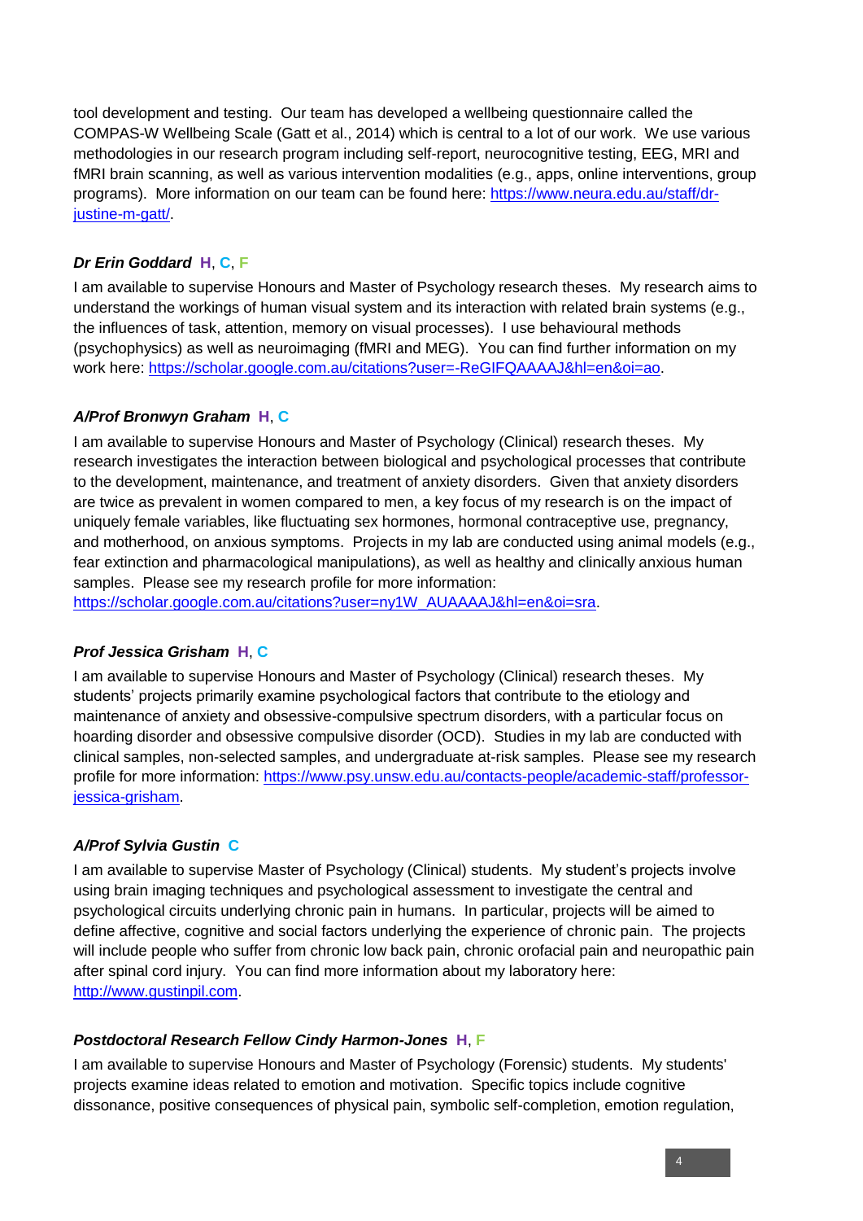tool development and testing. Our team has developed a wellbeing questionnaire called the COMPAS-W Wellbeing Scale (Gatt et al., 2014) which is central to a lot of our work. We use various methodologies in our research program including self-report, neurocognitive testing, EEG, MRI and fMRI brain scanning, as well as various intervention modalities (e.g., apps, online interventions, group programs). More information on our team can be found here: https://www.neura.edu.au/staff/dr-justine-m-gatt/.

***Dr Erin Goddard*** **H**, **C**, **F**

I am available to supervise Honours and Master of Psychology research theses. My research aims to understand the workings of human visual system and its interaction with related brain systems (e.g., the influences of task, attention, memory on visual processes). I use behavioural methods (psychophysics) as well as neuroimaging (fMRI and MEG). You can find further information on my work here: https://scholar.google.com.au/citations?user=-ReGIFQAAAAJ&hl=en&oi=ao.

***A/Prof Bronwyn Graham*** **H**, **C**

I am available to supervise Honours and Master of Psychology (Clinical) research theses. My research investigates the interaction between biological and psychological processes that contribute to the development, maintenance, and treatment of anxiety disorders. Given that anxiety disorders are twice as prevalent in women compared to men, a key focus of my research is on the impact of uniquely female variables, like fluctuating sex hormones, hormonal contraceptive use, pregnancy, and motherhood, on anxious symptoms. Projects in my lab are conducted using animal models (e.g., fear extinction and pharmacological manipulations), as well as healthy and clinically anxious human samples. Please see my research profile for more information: https://scholar.google.com.au/citations?user=ny1W_AUAAAAJ&hl=en&oi=sra.

***Prof Jessica Grisham*** **H**, **C**

I am available to supervise Honours and Master of Psychology (Clinical) research theses. My students' projects primarily examine psychological factors that contribute to the etiology and maintenance of anxiety and obsessive-compulsive spectrum disorders, with a particular focus on hoarding disorder and obsessive compulsive disorder (OCD). Studies in my lab are conducted with clinical samples, non-selected samples, and undergraduate at-risk samples. Please see my research profile for more information: https://www.psy.unsw.edu.au/contacts-people/academic-staff/professor-jessica-grisham.

***A/Prof Sylvia Gustin*** **C**

I am available to supervise Master of Psychology (Clinical) students. My student's projects involve using brain imaging techniques and psychological assessment to investigate the central and psychological circuits underlying chronic pain in humans. In particular, projects will be aimed to define affective, cognitive and social factors underlying the experience of chronic pain. The projects will include people who suffer from chronic low back pain, chronic orofacial pain and neuropathic pain after spinal cord injury. You can find more information about my laboratory here: http://www.gustinpil.com.

***Postdoctoral Research Fellow Cindy Harmon-Jones*** **H**, **F**

I am available to supervise Honours and Master of Psychology (Forensic) students. My students' projects examine ideas related to emotion and motivation. Specific topics include cognitive dissonance, positive consequences of physical pain, symbolic self-completion, emotion regulation,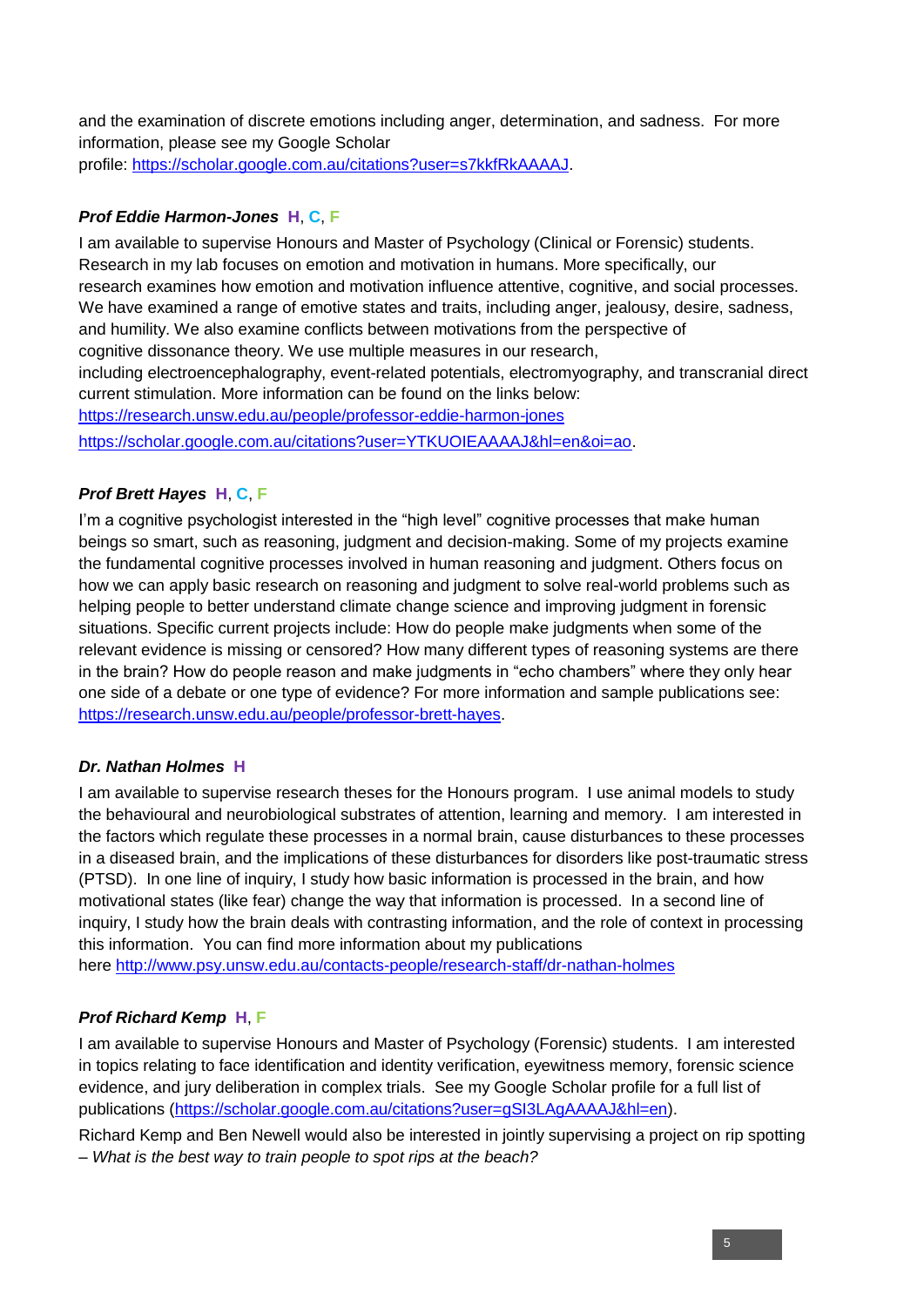and the examination of discrete emotions including anger, determination, and sadness. For more information, please see my Google Scholar profile: https://scholar.google.com.au/citations?user=s7kkfRkAAAAJ.

***Prof Eddie Harmon-Jones*** **H**, **C**, **F**

I am available to supervise Honours and Master of Psychology (Clinical or Forensic) students. Research in my lab focuses on emotion and motivation in humans. More specifically, our research examines how emotion and motivation influence attentive, cognitive, and social processes. We have examined a range of emotive states and traits, including anger, jealousy, desire, sadness, and humility. We also examine conflicts between motivations from the perspective of cognitive dissonance theory. We use multiple measures in our research, including electroencephalography, event-related potentials, electromyography, and transcranial direct current stimulation. More information can be found on the links below:

https://research.unsw.edu.au/people/professor-eddie-harmon-jones

https://scholar.google.com.au/citations?user=YTKUOIEAAAAJ&hl=en&oi=ao.

***Prof Brett Hayes*** **H**, **C**, **F**

I'm a cognitive psychologist interested in the "high level" cognitive processes that make human beings so smart, such as reasoning, judgment and decision-making. Some of my projects examine the fundamental cognitive processes involved in human reasoning and judgment. Others focus on how we can apply basic research on reasoning and judgment to solve real-world problems such as helping people to better understand climate change science and improving judgment in forensic situations. Specific current projects include: How do people make judgments when some of the relevant evidence is missing or censored? How many different types of reasoning systems are there in the brain? How do people reason and make judgments in "echo chambers" where they only hear one side of a debate or one type of evidence? For more information and sample publications see: https://research.unsw.edu.au/people/professor-brett-hayes.

***Dr. Nathan Holmes*** **H**

I am available to supervise research theses for the Honours program. I use animal models to study the behavioural and neurobiological substrates of attention, learning and memory. I am interested in the factors which regulate these processes in a normal brain, cause disturbances to these processes in a diseased brain, and the implications of these disturbances for disorders like post-traumatic stress (PTSD). In one line of inquiry, I study how basic information is processed in the brain, and how motivational states (like fear) change the way that information is processed. In a second line of inquiry, I study how the brain deals with contrasting information, and the role of context in processing this information. You can find more information about my publications here http://www.psy.unsw.edu.au/contacts-people/research-staff/dr-nathan-holmes

***Prof Richard Kemp*** **H**, **F**

I am available to supervise Honours and Master of Psychology (Forensic) students. I am interested in topics relating to face identification and identity verification, eyewitness memory, forensic science evidence, and jury deliberation in complex trials. See my Google Scholar profile for a full list of publications (https://scholar.google.com.au/citations?user=gSI3LAgAAAAJ&hl=en).

Richard Kemp and Ben Newell would also be interested in jointly supervising a project on rip spotting – *What is the best way to train people to spot rips at the beach?*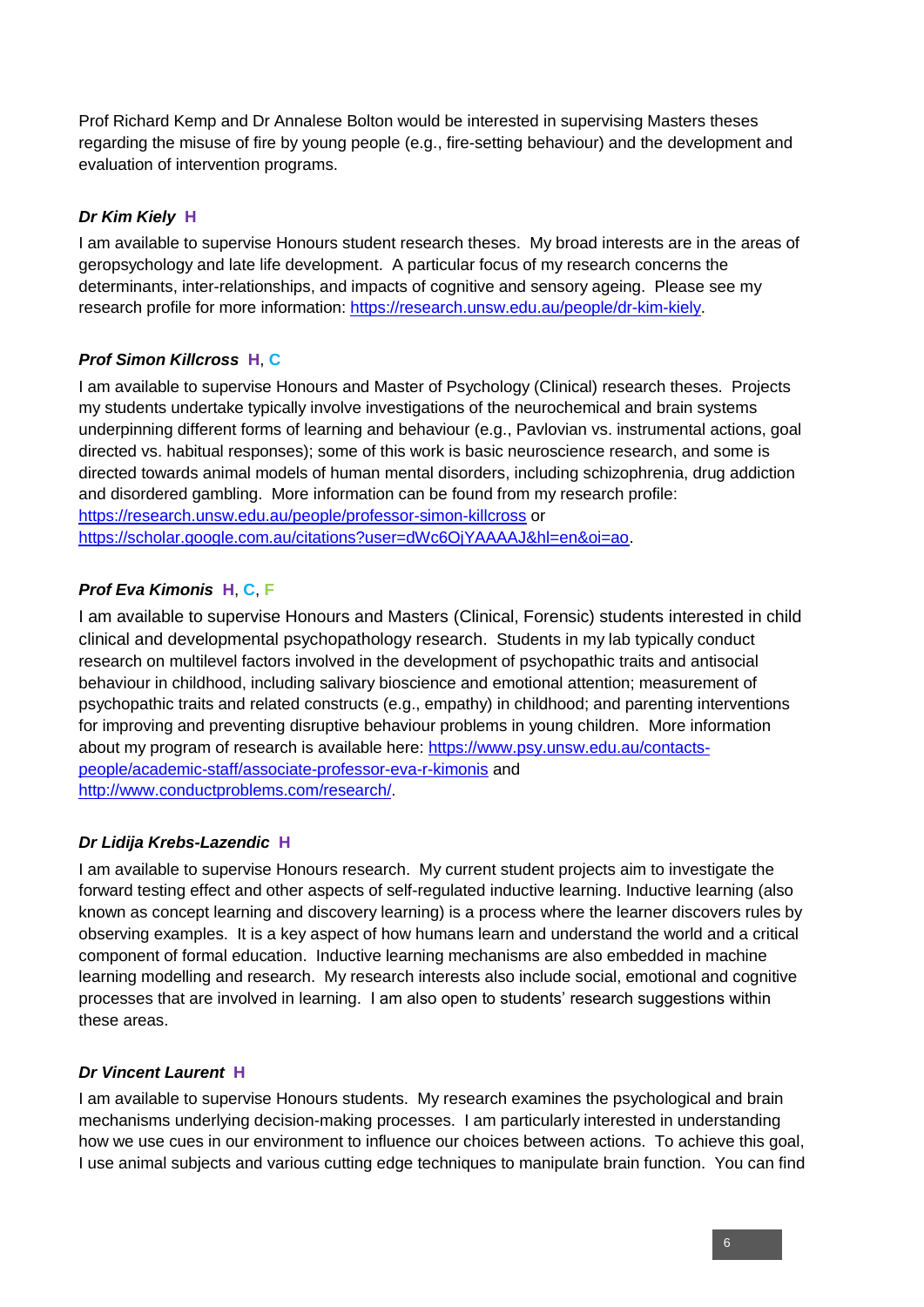Prof Richard Kemp and Dr Annalese Bolton would be interested in supervising Masters theses regarding the misuse of fire by young people (e.g., fire-setting behaviour) and the development and evaluation of intervention programs.

***Dr Kim Kiely*** **H**

I am available to supervise Honours student research theses. My broad interests are in the areas of geropsychology and late life development. A particular focus of my research concerns the determinants, inter-relationships, and impacts of cognitive and sensory ageing. Please see my research profile for more information: https://research.unsw.edu.au/people/dr-kim-kiely.

***Prof Simon Killcross*** **H**, **C**

I am available to supervise Honours and Master of Psychology (Clinical) research theses. Projects my students undertake typically involve investigations of the neurochemical and brain systems underpinning different forms of learning and behaviour (e.g., Pavlovian vs. instrumental actions, goal directed vs. habitual responses); some of this work is basic neuroscience research, and some is directed towards animal models of human mental disorders, including schizophrenia, drug addiction and disordered gambling. More information can be found from my research profile: https://research.unsw.edu.au/people/professor-simon-killcross or https://scholar.google.com.au/citations?user=dWc6OjYAAAAJ&hl=en&oi=ao.

***Prof Eva Kimonis*** **H**, **C**, **F**

I am available to supervise Honours and Masters (Clinical, Forensic) students interested in child clinical and developmental psychopathology research. Students in my lab typically conduct research on multilevel factors involved in the development of psychopathic traits and antisocial behaviour in childhood, including salivary bioscience and emotional attention; measurement of psychopathic traits and related constructs (e.g., empathy) in childhood; and parenting interventions for improving and preventing disruptive behaviour problems in young children. More information about my program of research is available here: https://www.psy.unsw.edu.au/contacts-people/academic-staff/associate-professor-eva-r-kimonis and http://www.conductproblems.com/research/.

***Dr Lidija Krebs-Lazendic*** **H**

I am available to supervise Honours research. My current student projects aim to investigate the forward testing effect and other aspects of self-regulated inductive learning. Inductive learning (also known as concept learning and discovery learning) is a process where the learner discovers rules by observing examples. It is a key aspect of how humans learn and understand the world and a critical component of formal education. Inductive learning mechanisms are also embedded in machine learning modelling and research. My research interests also include social, emotional and cognitive processes that are involved in learning. I am also open to students' research suggestions within these areas.

***Dr Vincent Laurent*** **H**

I am available to supervise Honours students. My research examines the psychological and brain mechanisms underlying decision-making processes. I am particularly interested in understanding how we use cues in our environment to influence our choices between actions. To achieve this goal, I use animal subjects and various cutting edge techniques to manipulate brain function. You can find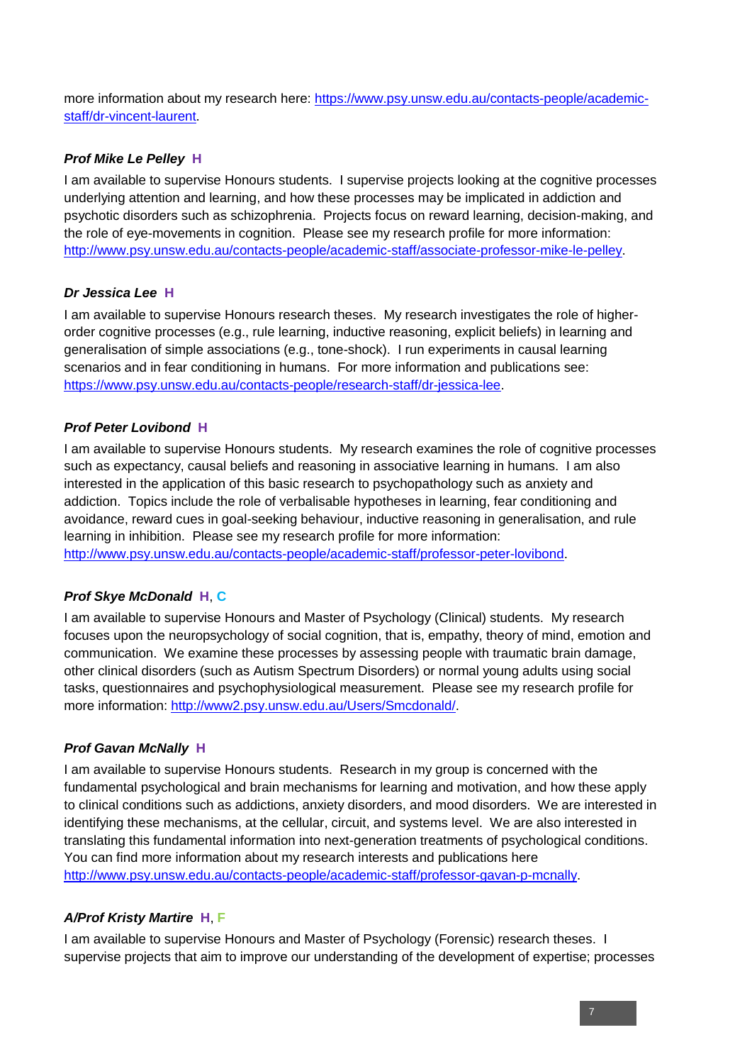more information about my research here: [https://www.psy.unsw.edu.au/contacts-people/academic-staff/dr-vincent-laurent](https://www.psy.unsw.edu.au/contacts-people/academic-staff/dr-vincent-laurent).

***Prof Mike Le Pelley* H**

I am available to supervise Honours students. I supervise projects looking at the cognitive processes underlying attention and learning, and how these processes may be implicated in addiction and psychotic disorders such as schizophrenia. Projects focus on reward learning, decision-making, and the role of eye-movements in cognition. Please see my research profile for more information: [http://www.psy.unsw.edu.au/contacts-people/academic-staff/associate-professor-mike-le-pelley](http://www.psy.unsw.edu.au/contacts-people/academic-staff/associate-professor-mike-le-pelley).

***Dr Jessica Lee* H**

I am available to supervise Honours research theses. My research investigates the role of higher-order cognitive processes (e.g., rule learning, inductive reasoning, explicit beliefs) in learning and generalisation of simple associations (e.g., tone-shock). I run experiments in causal learning scenarios and in fear conditioning in humans. For more information and publications see: [https://www.psy.unsw.edu.au/contacts-people/research-staff/dr-jessica-lee](https://www.psy.unsw.edu.au/contacts-people/research-staff/dr-jessica-lee).

***Prof Peter Lovibond* H**

I am available to supervise Honours students. My research examines the role of cognitive processes such as expectancy, causal beliefs and reasoning in associative learning in humans. I am also interested in the application of this basic research to psychopathology such as anxiety and addiction. Topics include the role of verbalisable hypotheses in learning, fear conditioning and avoidance, reward cues in goal-seeking behaviour, inductive reasoning in generalisation, and rule learning in inhibition. Please see my research profile for more information: [http://www.psy.unsw.edu.au/contacts-people/academic-staff/professor-peter-lovibond](http://www.psy.unsw.edu.au/contacts-people/academic-staff/professor-peter-lovibond).

***Prof Skye McDonald* H, C**

I am available to supervise Honours and Master of Psychology (Clinical) students. My research focuses upon the neuropsychology of social cognition, that is, empathy, theory of mind, emotion and communication. We examine these processes by assessing people with traumatic brain damage, other clinical disorders (such as Autism Spectrum Disorders) or normal young adults using social tasks, questionnaires and psychophysiological measurement. Please see my research profile for more information: [http://www2.psy.unsw.edu.au/Users/Smcdonald/](http://www2.psy.unsw.edu.au/Users/Smcdonald/).

***Prof Gavan McNally* H**

I am available to supervise Honours students. Research in my group is concerned with the fundamental psychological and brain mechanisms for learning and motivation, and how these apply to clinical conditions such as addictions, anxiety disorders, and mood disorders. We are interested in identifying these mechanisms, at the cellular, circuit, and systems level. We are also interested in translating this fundamental information into next-generation treatments of psychological conditions. You can find more information about my research interests and publications here [http://www.psy.unsw.edu.au/contacts-people/academic-staff/professor-gavan-p-mcnally](http://www.psy.unsw.edu.au/contacts-people/academic-staff/professor-gavan-p-mcnally).

***A/Prof Kristy Martire* H, F**

I am available to supervise Honours and Master of Psychology (Forensic) research theses. I supervise projects that aim to improve our understanding of the development of expertise; processes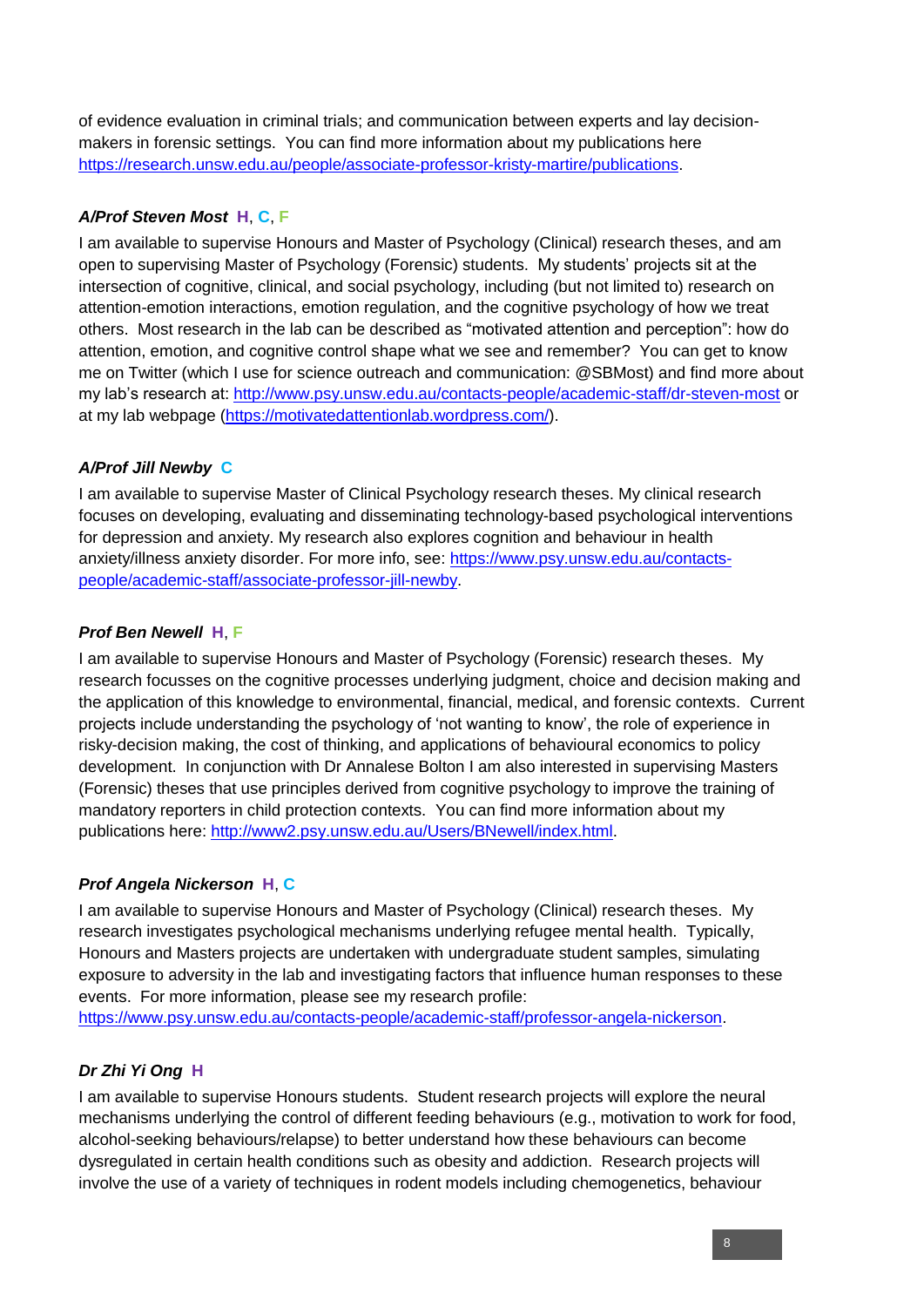of evidence evaluation in criminal trials; and communication between experts and lay decision-makers in forensic settings. You can find more information about my publications here https://research.unsw.edu.au/people/associate-professor-kristy-martire/publications.

***A/Prof Steven Most*** **H**, **C**, **F**

I am available to supervise Honours and Master of Psychology (Clinical) research theses, and am open to supervising Master of Psychology (Forensic) students. My students' projects sit at the intersection of cognitive, clinical, and social psychology, including (but not limited to) research on attention-emotion interactions, emotion regulation, and the cognitive psychology of how we treat others. Most research in the lab can be described as "motivated attention and perception": how do attention, emotion, and cognitive control shape what we see and remember? You can get to know me on Twitter (which I use for science outreach and communication: @SBMost) and find more about my lab's research at: http://www.psy.unsw.edu.au/contacts-people/academic-staff/dr-steven-most or at my lab webpage (https://motivatedattentionlab.wordpress.com/).

***A/Prof Jill Newby*** **C**

I am available to supervise Master of Clinical Psychology research theses. My clinical research focuses on developing, evaluating and disseminating technology-based psychological interventions for depression and anxiety. My research also explores cognition and behaviour in health anxiety/illness anxiety disorder. For more info, see: https://www.psy.unsw.edu.au/contacts-people/academic-staff/associate-professor-jill-newby.

***Prof Ben Newell*** **H**, **F**

I am available to supervise Honours and Master of Psychology (Forensic) research theses. My research focusses on the cognitive processes underlying judgment, choice and decision making and the application of this knowledge to environmental, financial, medical, and forensic contexts. Current projects include understanding the psychology of 'not wanting to know', the role of experience in risky-decision making, the cost of thinking, and applications of behavioural economics to policy development. In conjunction with Dr Annalese Bolton I am also interested in supervising Masters (Forensic) theses that use principles derived from cognitive psychology to improve the training of mandatory reporters in child protection contexts. You can find more information about my publications here: http://www2.psy.unsw.edu.au/Users/BNewell/index.html.

***Prof Angela Nickerson*** **H**, **C**

I am available to supervise Honours and Master of Psychology (Clinical) research theses. My research investigates psychological mechanisms underlying refugee mental health. Typically, Honours and Masters projects are undertaken with undergraduate student samples, simulating exposure to adversity in the lab and investigating factors that influence human responses to these events. For more information, please see my research profile: https://www.psy.unsw.edu.au/contacts-people/academic-staff/professor-angela-nickerson.

***Dr Zhi Yi Ong*** **H**

I am available to supervise Honours students. Student research projects will explore the neural mechanisms underlying the control of different feeding behaviours (e.g., motivation to work for food, alcohol-seeking behaviours/relapse) to better understand how these behaviours can become dysregulated in certain health conditions such as obesity and addiction. Research projects will involve the use of a variety of techniques in rodent models including chemogenetics, behaviour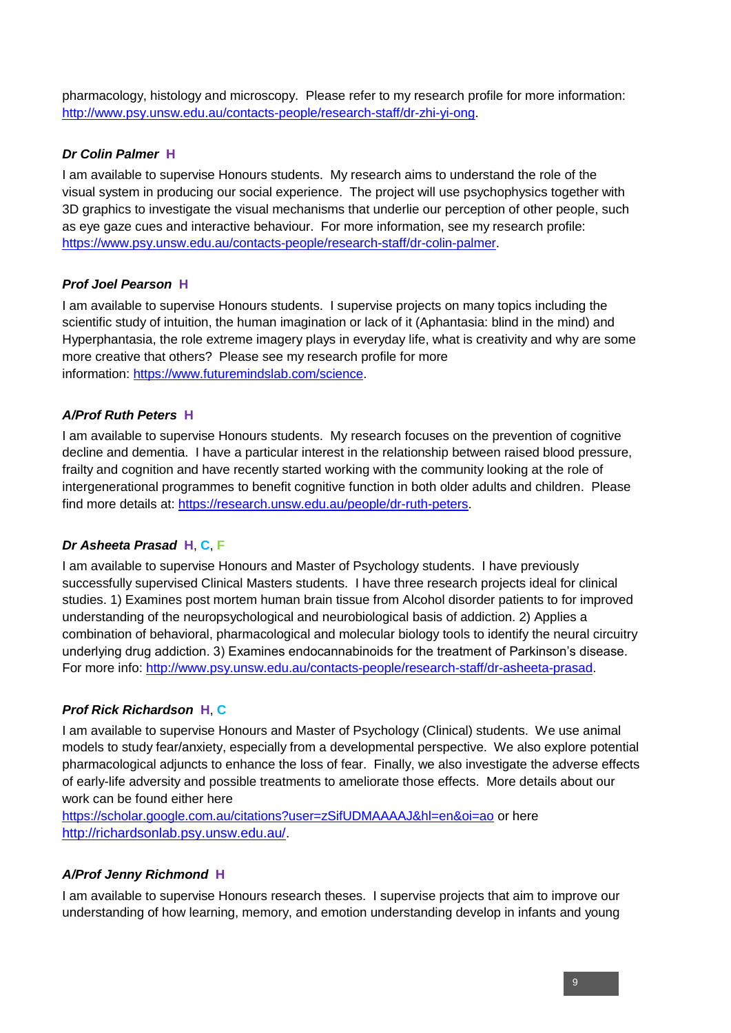pharmacology, histology and microscopy. Please refer to my research profile for more information: [http://www.psy.unsw.edu.au/contacts-people/research-staff/dr-zhi-yi-ong](http://www.psy.unsw.edu.au/contacts-people/research-staff/dr-zhi-yi-ong).

***Dr Colin Palmer* H**

I am available to supervise Honours students. My research aims to understand the role of the visual system in producing our social experience. The project will use psychophysics together with 3D graphics to investigate the visual mechanisms that underlie our perception of other people, such as eye gaze cues and interactive behaviour. For more information, see my research profile: [https://www.psy.unsw.edu.au/contacts-people/research-staff/dr-colin-palmer](https://www.psy.unsw.edu.au/contacts-people/research-staff/dr-colin-palmer).

***Prof Joel Pearson* H**

I am available to supervise Honours students. I supervise projects on many topics including the scientific study of intuition, the human imagination or lack of it (Aphantasia: blind in the mind) and Hyperphantasia, the role extreme imagery plays in everyday life, what is creativity and why are some more creative that others? Please see my research profile for more information: [https://www.futuremindslab.com/science](https://www.futuremindslab.com/science).

***A/Prof Ruth Peters* H**

I am available to supervise Honours students. My research focuses on the prevention of cognitive decline and dementia. I have a particular interest in the relationship between raised blood pressure, frailty and cognition and have recently started working with the community looking at the role of intergenerational programmes to benefit cognitive function in both older adults and children. Please find more details at: [https://research.unsw.edu.au/people/dr-ruth-peters](https://research.unsw.edu.au/people/dr-ruth-peters).

***Dr Asheeta Prasad* H, C, F**

I am available to supervise Honours and Master of Psychology students. I have previously successfully supervised Clinical Masters students. I have three research projects ideal for clinical studies. 1) Examines post mortem human brain tissue from Alcohol disorder patients to for improved understanding of the neuropsychological and neurobiological basis of addiction. 2) Applies a combination of behavioral, pharmacological and molecular biology tools to identify the neural circuitry underlying drug addiction. 3) Examines endocannabinoids for the treatment of Parkinson's disease. For more info: [http://www.psy.unsw.edu.au/contacts-people/research-staff/dr-asheeta-prasad](http://www.psy.unsw.edu.au/contacts-people/research-staff/dr-asheeta-prasad).

***Prof Rick Richardson* H, C**

I am available to supervise Honours and Master of Psychology (Clinical) students. We use animal models to study fear/anxiety, especially from a developmental perspective. We also explore potential pharmacological adjuncts to enhance the loss of fear. Finally, we also investigate the adverse effects of early-life adversity and possible treatments to ameliorate those effects. More details about our work can be found either here [https://scholar.google.com.au/citations?user=zSifUDMAAAAJ&hl=en&oi=ao](https://scholar.google.com.au/citations?user=zSifUDMAAAAJ&hl=en&oi=ao) or here [http://richardsonlab.psy.unsw.edu.au/](http://richardsonlab.psy.unsw.edu.au/).

***A/Prof Jenny Richmond* H**

I am available to supervise Honours research theses. I supervise projects that aim to improve our understanding of how learning, memory, and emotion understanding develop in infants and young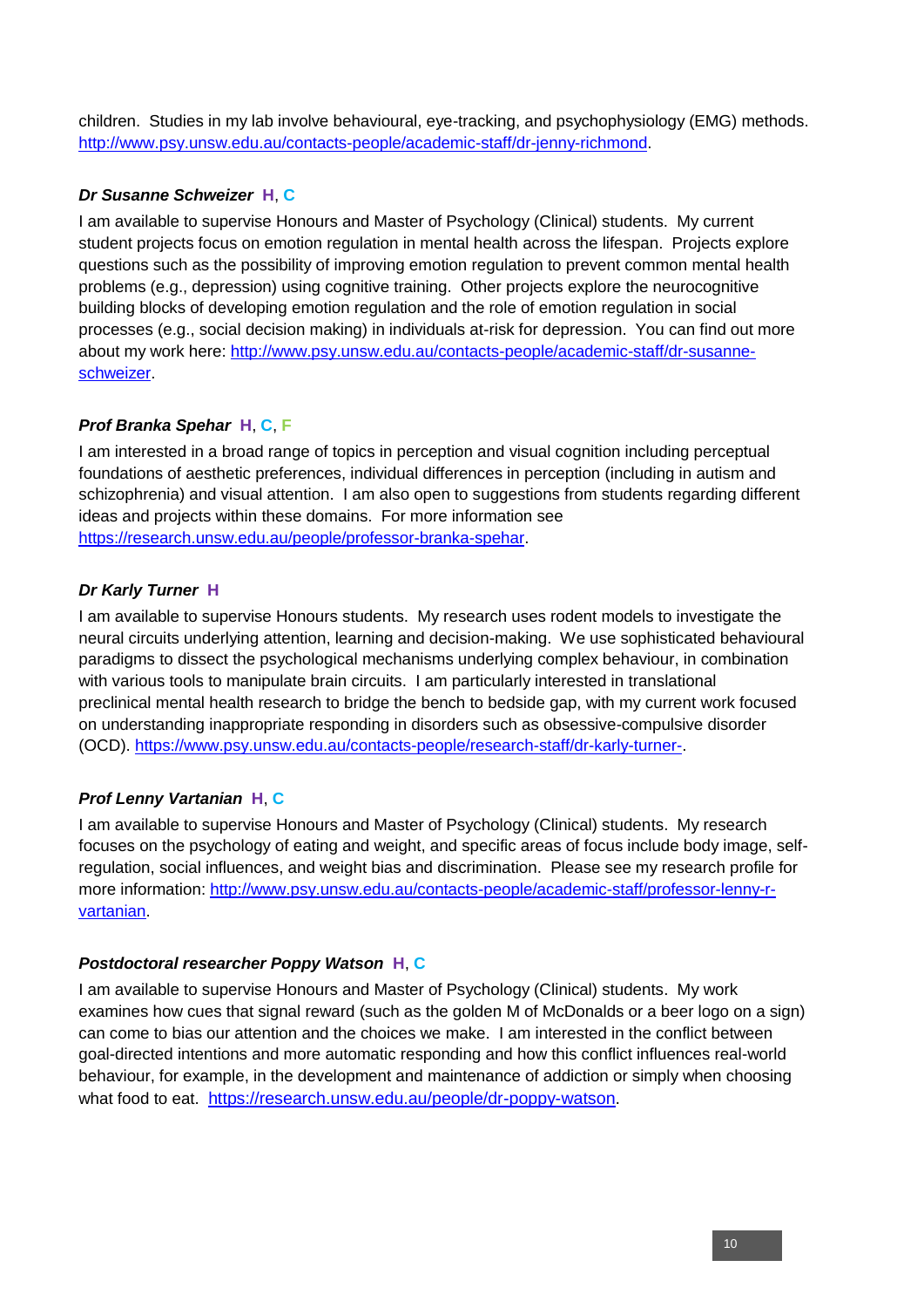children. Studies in my lab involve behavioural, eye-tracking, and psychophysiology (EMG) methods. http://www.psy.unsw.edu.au/contacts-people/academic-staff/dr-jenny-richmond.

***Dr Susanne Schweizer*** **H, C**

I am available to supervise Honours and Master of Psychology (Clinical) students. My current student projects focus on emotion regulation in mental health across the lifespan. Projects explore questions such as the possibility of improving emotion regulation to prevent common mental health problems (e.g., depression) using cognitive training. Other projects explore the neurocognitive building blocks of developing emotion regulation and the role of emotion regulation in social processes (e.g., social decision making) in individuals at-risk for depression. You can find out more about my work here: http://www.psy.unsw.edu.au/contacts-people/academic-staff/dr-susanne-schweizer.

***Prof Branka Spehar*** **H, C, F**

I am interested in a broad range of topics in perception and visual cognition including perceptual foundations of aesthetic preferences, individual differences in perception (including in autism and schizophrenia) and visual attention. I am also open to suggestions from students regarding different ideas and projects within these domains. For more information see https://research.unsw.edu.au/people/professor-branka-spehar.

***Dr Karly Turner*** **H**

I am available to supervise Honours students. My research uses rodent models to investigate the neural circuits underlying attention, learning and decision-making. We use sophisticated behavioural paradigms to dissect the psychological mechanisms underlying complex behaviour, in combination with various tools to manipulate brain circuits. I am particularly interested in translational preclinical mental health research to bridge the bench to bedside gap, with my current work focused on understanding inappropriate responding in disorders such as obsessive-compulsive disorder (OCD). https://www.psy.unsw.edu.au/contacts-people/research-staff/dr-karly-turner-.

***Prof Lenny Vartanian*** **H, C**

I am available to supervise Honours and Master of Psychology (Clinical) students. My research focuses on the psychology of eating and weight, and specific areas of focus include body image, self-regulation, social influences, and weight bias and discrimination. Please see my research profile for more information: http://www.psy.unsw.edu.au/contacts-people/academic-staff/professor-lenny-r-vartanian.

***Postdoctoral researcher Poppy Watson*** **H, C**

I am available to supervise Honours and Master of Psychology (Clinical) students. My work examines how cues that signal reward (such as the golden M of McDonalds or a beer logo on a sign) can come to bias our attention and the choices we make. I am interested in the conflict between goal-directed intentions and more automatic responding and how this conflict influences real-world behaviour, for example, in the development and maintenance of addiction or simply when choosing what food to eat. https://research.unsw.edu.au/people/dr-poppy-watson.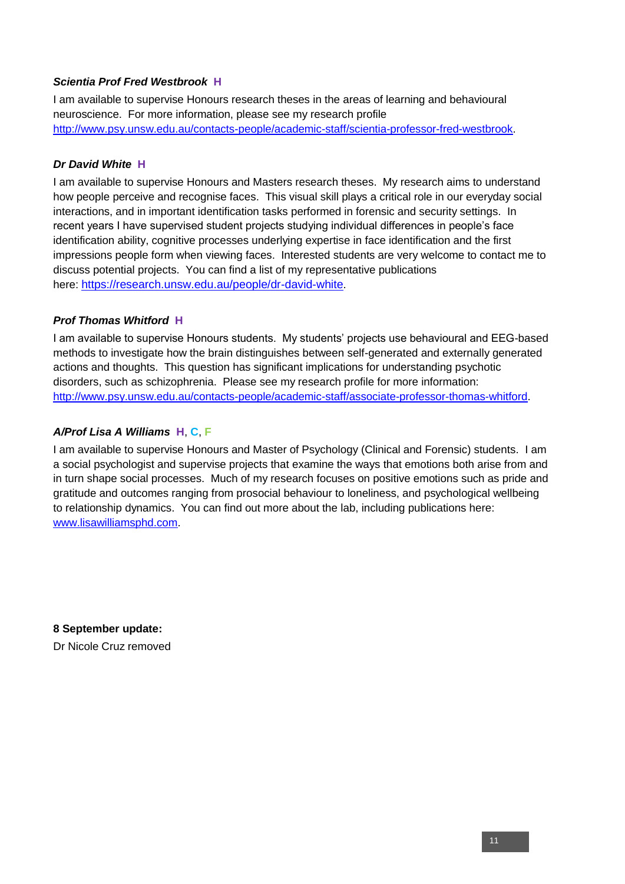***Scientia Prof Fred Westbrook*** **H**

I am available to supervise Honours research theses in the areas of learning and behavioural neuroscience. For more information, please see my research profile http://www.psy.unsw.edu.au/contacts-people/academic-staff/scientia-professor-fred-westbrook.

***Dr David White*** **H**

I am available to supervise Honours and Masters research theses. My research aims to understand how people perceive and recognise faces. This visual skill plays a critical role in our everyday social interactions, and in important identification tasks performed in forensic and security settings. In recent years I have supervised student projects studying individual differences in people's face identification ability, cognitive processes underlying expertise in face identification and the first impressions people form when viewing faces. Interested students are very welcome to contact me to discuss potential projects. You can find a list of my representative publications here: https://research.unsw.edu.au/people/dr-david-white.

***Prof Thomas Whitford*** **H**

I am available to supervise Honours students. My students' projects use behavioural and EEG-based methods to investigate how the brain distinguishes between self-generated and externally generated actions and thoughts. This question has significant implications for understanding psychotic disorders, such as schizophrenia. Please see my research profile for more information: http://www.psy.unsw.edu.au/contacts-people/academic-staff/associate-professor-thomas-whitford.

***A/Prof Lisa A Williams*** **H**, **C**, **F**

I am available to supervise Honours and Master of Psychology (Clinical and Forensic) students. I am a social psychologist and supervise projects that examine the ways that emotions both arise from and in turn shape social processes. Much of my research focuses on positive emotions such as pride and gratitude and outcomes ranging from prosocial behaviour to loneliness, and psychological wellbeing to relationship dynamics. You can find out more about the lab, including publications here: www.lisawilliamsphd.com.

**8 September update:**

Dr Nicole Cruz removed